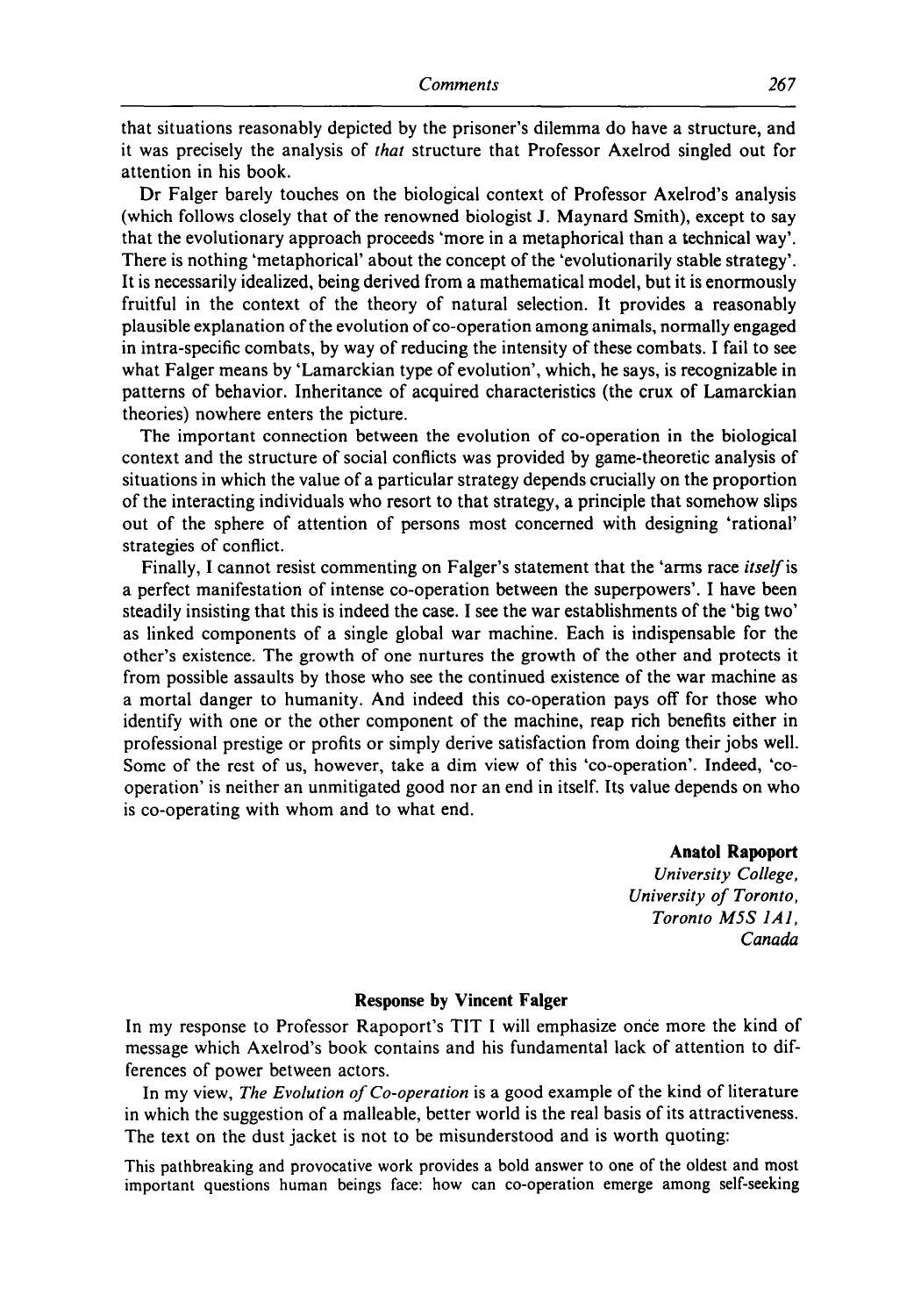that situations reasonably depicted by the prisoner's dilemma do have a structure, and it was precisely the analysis of *that* structure that Professor Axelrod singled out for attention in his book.

Dr Falger barely touches on the biological context of Professor Axelrod's analysis (which follows closely that of the renowned biologist J. Maynard Smith), except to say that the evolutionary approach proceeds 'more in a metaphorical than a technical way'. There is nothing 'metaphorical' about the concept of the 'evolutionarily stable strategy'. It is necessarily idealized, being derived from a mathematical model, but it is enormously fruitful in the context of the theory of natural selection. It provides a reasonably plausible explanation of the evolution of co-operation among animals, normally engaged in intra-specific combats, by way of reducing the intensity of these combats. I fail to see what Falger means by 'Lamarckian type of evolution', which, he says, is recognizable in patterns of behavior. Inheritance of acquired characteristics (the crux of Lamarckian theories) nowhere enters the picture.

The important connection between the evolution of co-operation in the biological context and the structure of social conflicts was provided by game-theoretic analysis of situations in which the value of a particular strategy depends crucially on the proportion of the interacting individuals who resort to that strategy, a principle that somehow slips out of the sphere of attention of persons most concerned with designing 'rational' strategies of conflict.

Finally, I cannot resist commenting on Falger's statement that the 'arms race *itself* is a perfect manifestation of intense co-operation between the superpowers'. I have been steadily insisting that this is indeed the case. I see the war establishments of the 'big two' as linked components of a single global war machine. Each is indispensable for the other's existence. The growth of one nurtures the growth of the other and protects it from possible assaults by those who see the continued existence of the war machine as a mortal danger to humanity. And indeed this co-operation pays off for those who identify with one or the other component of the machine, reap rich benefits either in professional prestige or profits or simply derive satisfaction from doing their jobs well. Some of the rest of us, however, take a dim view of this 'co-operation'. Indeed, 'co-operation' is neither an unmitigated good nor an end in itself. Its value depends on who is co-operating with whom and to what end.

**Anatol Rapoport**
*University College,*
*University of Toronto,*
*Toronto M5S 1A1,*
*Canada*

## Response by Vincent Falger

In my response to Professor Rapoport's TIT I will emphasize once more the kind of message which Axelrod's book contains and his fundamental lack of attention to differences of power between actors.

In my view, *The Evolution of Co-operation* is a good example of the kind of literature in which the suggestion of a malleable, better world is the real basis of its attractiveness. The text on the dust jacket is not to be misunderstood and is worth quoting:

> This pathbreaking and provocative work provides a bold answer to one of the oldest and most important questions human beings face: how can co-operation emerge among self-seeking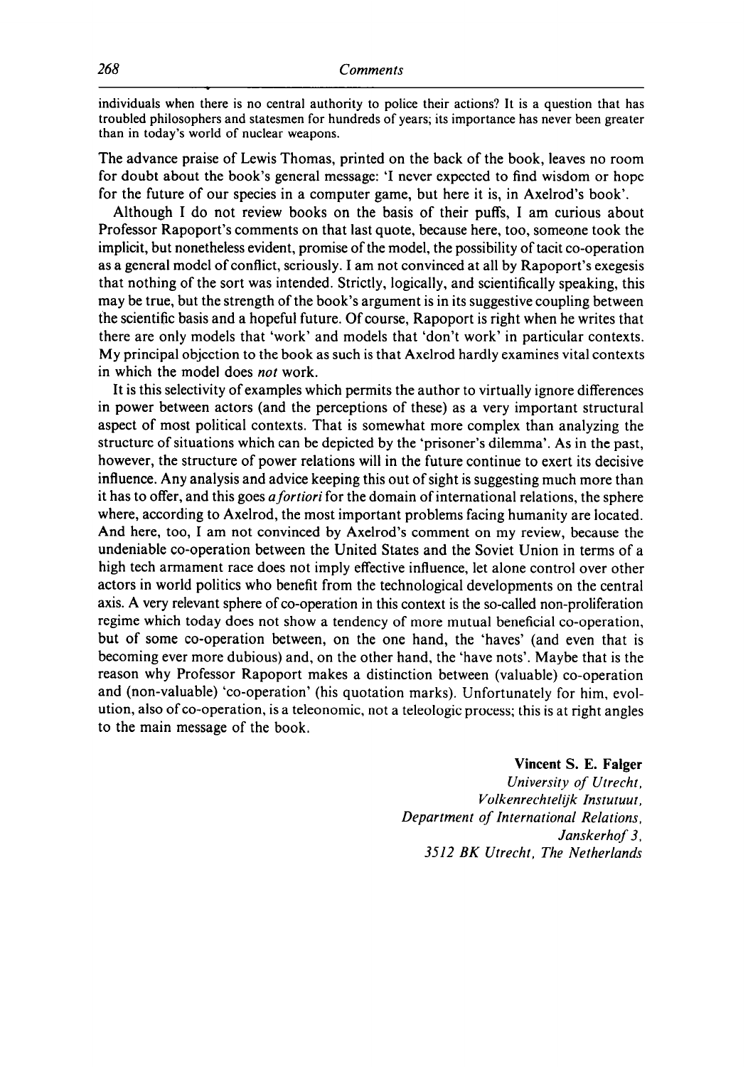individuals when there is no central authority to police their actions? It is a question that has troubled philosophers and statesmen for hundreds of years; its importance has never been greater than in today's world of nuclear weapons.

The advance praise of Lewis Thomas, printed on the back of the book, leaves no room for doubt about the book's general message: 'I never expected to find wisdom or hope for the future of our species in a computer game, but here it is, in Axelrod's book'.

Although I do not review books on the basis of their puffs, I am curious about Professor Rapoport's comments on that last quote, because here, too, someone took the implicit, but nonetheless evident, promise of the model, the possibility of tacit co-operation as a general model of conflict, seriously. I am not convinced at all by Rapoport's exegesis that nothing of the sort was intended. Strictly, logically, and scientifically speaking, this may be true, but the strength of the book's argument is in its suggestive coupling between the scientific basis and a hopeful future. Of course, Rapoport is right when he writes that there are only models that 'work' and models that 'don't work' in particular contexts. My principal objection to the book as such is that Axelrod hardly examines vital contexts in which the model does *not* work.

It is this selectivity of examples which permits the author to virtually ignore differences in power between actors (and the perceptions of these) as a very important structural aspect of most political contexts. That is somewhat more complex than analyzing the structure of situations which can be depicted by the 'prisoner's dilemma'. As in the past, however, the structure of power relations will in the future continue to exert its decisive influence. Any analysis and advice keeping this out of sight is suggesting much more than it has to offer, and this goes *a fortiori* for the domain of international relations, the sphere where, according to Axelrod, the most important problems facing humanity are located. And here, too, I am not convinced by Axelrod's comment on my review, because the undeniable co-operation between the United States and the Soviet Union in terms of a high tech armament race does not imply effective influence, let alone control over other actors in world politics who benefit from the technological developments on the central axis. A very relevant sphere of co-operation in this context is the so-called non-proliferation regime which today does not show a tendency of more mutual beneficial co-operation, but of some co-operation between, on the one hand, the 'haves' (and even that is becoming ever more dubious) and, on the other hand, the 'have nots'. Maybe that is the reason why Professor Rapoport makes a distinction between (valuable) co-operation and (non-valuable) 'co-operation' (his quotation marks). Unfortunately for him, evolution, also of co-operation, is a teleonomic, not a teleologic process; this is at right angles to the main message of the book.

**Vincent S. E. Falger**
*University of Utrecht,*
*Volkenrechtelijk Instutuut,*
*Department of International Relations,*
*Janskerhof 3,*
*3512 BK Utrecht, The Netherlands*